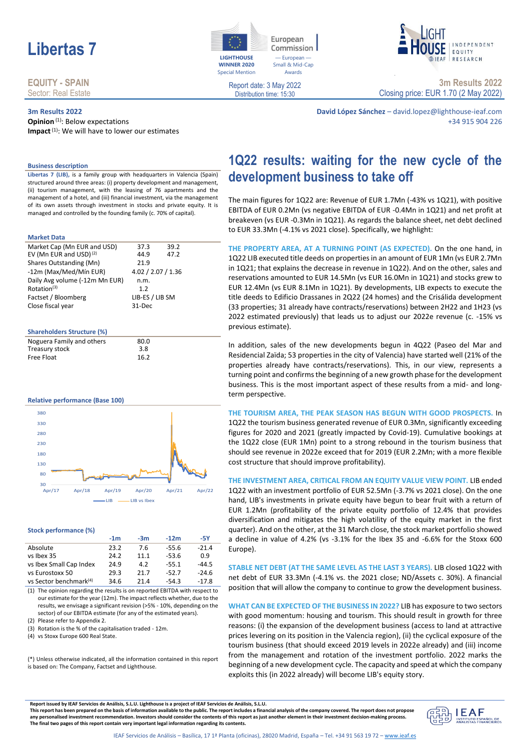# Libertas 7

**EQUITY - SPAIN**
Sector: Real Estate

Report date: 3 May 2022
Distribution time: 15:30

**3m Results 2022**
Closing price: EUR 1.70 (2 May 2022)

**3m Results 2022**

**Opinion** [(1)]: Below expectations

**Impact** [(1)]: We will have to lower our estimates

**David López Sánchez** – david.lopez@lighthouse-ieaf.com
+34 915 904 226

## 1Q22 results: waiting for the new cycle of the development business to take off

The main figures for 1Q22 are: Revenue of EUR 1.7Mn (-43% vs 1Q21), with positive EBITDA of EUR 0.2Mn (vs negative EBITDA of EUR -0.4Mn in 1Q21) and net profit at breakeven (vs EUR -0.3Mn in 1Q21). As regards the balance sheet, net debt declined to EUR 33.3Mn (-4.1% vs 2021 close). Specifically, we highlight:

**THE PROPERTY AREA, AT A TURNING POINT (AS EXPECTED).** On the one hand, in 1Q22 LIB executed title deeds on properties in an amount of EUR 1Mn (vs EUR 2.7Mn in 1Q21; that explains the decrease in revenue in 1Q22). And on the other, sales and reservations amounted to EUR 14.5Mn (vs EUR 16.0Mn in 1Q21) and stocks grew to EUR 12.4Mn (vs EUR 8.1Mn in 1Q21). By developments, LIB expects to execute the title deeds to Edificio Drassanes in 2Q22 (24 homes) and the Crisálida development (33 properties; 31 already have contracts/reservations) between 2H22 and 1H23 (vs 2022 estimated previously) that leads us to adjust our 2022e revenue (c. -15% vs previous estimate).

In addition, sales of the new developments begun in 4Q22 (Paseo del Mar and Residencial Zaïda; 53 properties in the city of Valencia) have started well (21% of the properties already have contracts/reservations). This, in our view, represents a turning point and confirms the beginning of a new growth phase for the development business. This is the most important aspect of these results from a mid- and long-term perspective.

**THE TOURISM AREA, THE PEAK SEASON HAS BEGUN WITH GOOD PROSPECTS.** In 1Q22 the tourism business generated revenue of EUR 0.3Mn, significantly exceeding figures for 2020 and 2021 (greatly impacted by Covid-19). Cumulative bookings at the 1Q22 close (EUR 1Mn) point to a strong rebound in the tourism business that should see revenue in 2022e exceed that for 2019 (EUR 2.2Mn; with a more flexible cost structure that should improve profitability).

**THE INVESTMENT AREA, CRITICAL FROM AN EQUITY VALUE VIEW POINT.** LIB ended 1Q22 with an investment portfolio of EUR 52.5Mn (-3.7% vs 2021 close). On the one hand, LIB's investments in private equity have begun to bear fruit with a return of EUR 1.2Mn (profitability of the private equity portfolio of 12.4% that provides diversification and mitigates the high volatility of the equity market in the first quarter). And on the other, at the 31 March close, the stock market portfolio showed a decline in value of 4.2% (vs -3.1% for the Ibex 35 and -6.6% for the Stoxx 600 Europe).

**STABLE NET DEBT (AT THE SAME LEVEL AS THE LAST 3 YEARS).** LIB closed 1Q22 with net debt of EUR 33.3Mn (-4.1% vs. the 2021 close; ND/Assets c. 30%). A financial position that will allow the company to continue to grow the development business.

**WHAT CAN BE EXPECTED OF THE BUSINESS IN 2022?** LIB has exposure to two sectors with good momentum: housing and tourism. This should result in growth for three reasons: (i) the expansion of the development business (access to land at attractive prices levering on its position in the Valencia region), (ii) the cyclical exposure of the tourism business (that should exceed 2019 levels in 2022e already) and (iii) income from the management and rotation of the investment portfolio. 2022 marks the beginning of a new development cycle. The capacity and speed at which the company exploits this (in 2022 already) will become LIB's equity story.

### Business description

**Libertas 7 (LIB),** is a family group with headquarters in Valencia (Spain) structured around three areas: (i) property development and management, (ii) tourism management, with the leasing of 76 apartments and the management of a hotel, and (iii) financial investment, via the management of its own assets through investment in stocks and private equity. It is managed and controlled by the founding family (c. 70% of capital).

### Market Data

| | | |
|---|---|---|
| Market Cap (Mn EUR and USD) | 37.3 | 39.2 |
| EV (Mn EUR and USD) [(2)] | 44.9 | 47.2 |
| Shares Outstanding (Mn) | 21.9 | |
| -12m (Max/Med/Mín EUR) | 4.02 / 2.07 / 1.36 | |
| Daily Avg volume (-12m Mn EUR) | n.m. | |
| Rotation[(3)] | 1.2 | |
| Factset / Bloomberg | LIB-ES / LIB SM | |
| Close fiscal year | 31-Dec | |

### Shareholders Structure (%)

| | |
|---|---|
| Noguera Family and others | 80.0 |
| Treasury stock | 3.8 |
| Free Float | 16.2 |

### Relative performance (Base 100)

### Stock performance (%)

| | -1m | -3m | -12m | -5Y |
|---|---|---|---|---|
| Absolute | 23.2 | 7.6 | -55.6 | -21.4 |
| vs Ibex 35 | 24.2 | 11.1 | -53.6 | 0.9 |
| vs Ibex Small Cap Index | 24.9 | 4.2 | -55.1 | -44.5 |
| vs Eurostoxx 50 | 29.3 | 21.7 | -52.7 | -24.6 |
| vs Sector benchmark[(4)] | 34.6 | 21.4 | -54.3 | -17.8 |

(1) The opinion regarding the results is on reported EBITDA with respect to our estimate for the year (12m). The impact reflects whether, due to the results, we envisage a significant revision (>5% - 10%, depending on the sector) of our EBITDA estimate (for any of the estimated years).
(2) Please refer to Appendix 2.
(3) Rotation is the % of the capitalisation traded - 12m.
(4) vs Stoxx Europe 600 Real State.

(*) Unless otherwise indicated, all the information contained in this report is based on: The Company, Factset and Lighthouse.

**Report issued by IEAF Servicios de Análisis, S.L.U. Lighthouse is a project of IEAF Servicios de Análisis, S.L.U.**
**This report has been prepared on the basis of information available to the public. The report includes a financial analysis of the company covered. The report does not propose any personalised investment recommendation. Investors should consider the contents of this report as just another element in their investment decision-making process. The final two pages of this report contain very important legal information regarding its contents.**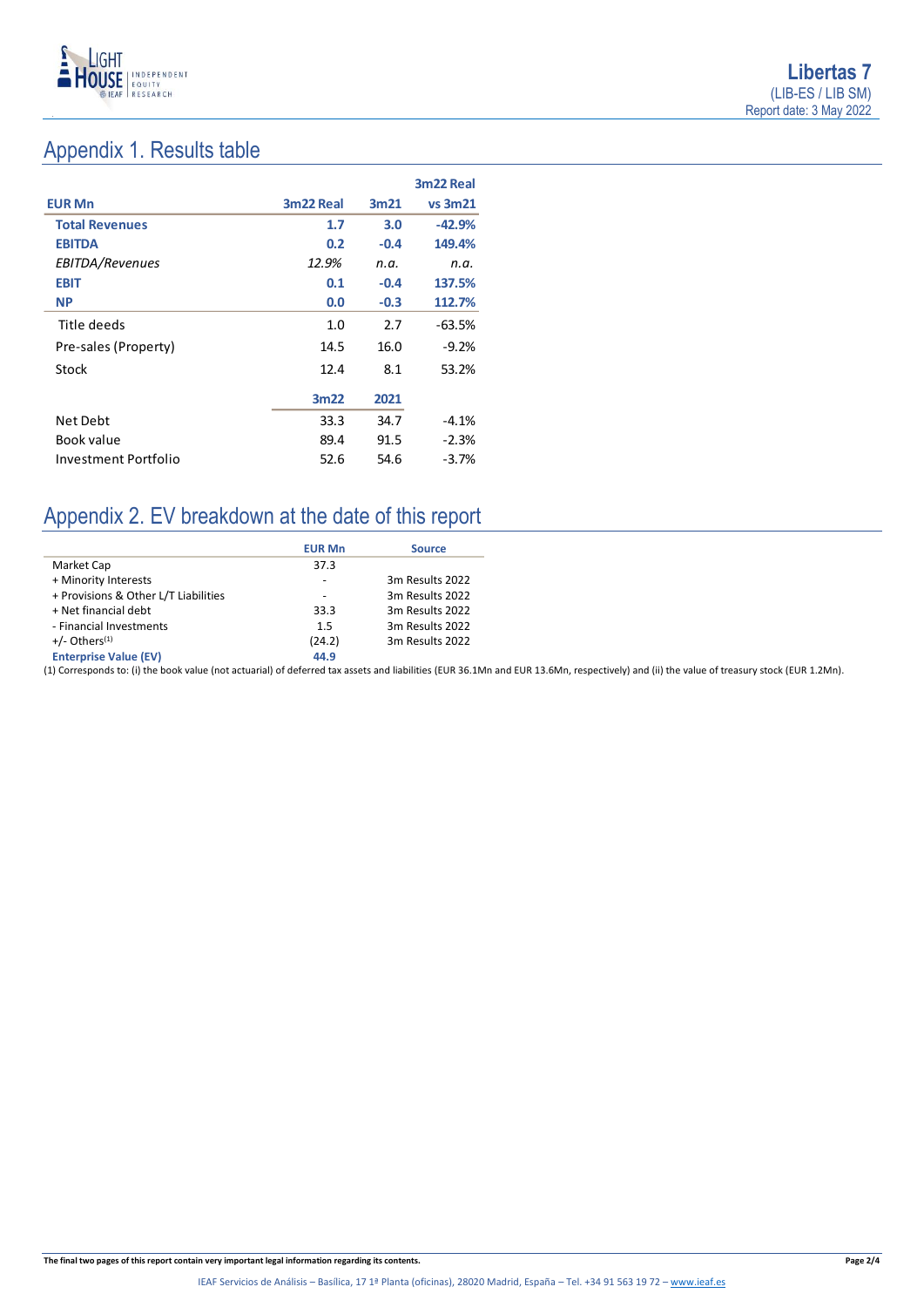## Appendix 1. Results table

| EUR Mn | 3m22 Real | 3m21 | 3m22 Real vs 3m21 |
|---|---|---|---|
| **Total Revenues** | **1.7** | **3.0** | **-42.9%** |
| **EBITDA** | **0.2** | **-0.4** | **149.4%** |
| *EBITDA/Revenues* | *12.9%* | *n.a.* | *n.a.* |
| **EBIT** | **0.1** | **-0.4** | **137.5%** |
| **NP** | **0.0** | **-0.3** | **112.7%** |
| Title deeds | 1.0 | 2.7 | -63.5% |
| Pre-sales (Property) | 14.5 | 16.0 | -9.2% |
| Stock | 12.4 | 8.1 | 53.2% |
| | **3m22** | **2021** | |
| Net Debt | 33.3 | 34.7 | -4.1% |
| Book value | 89.4 | 91.5 | -2.3% |
| Investment Portfolio | 52.6 | 54.6 | -3.7% |

## Appendix 2. EV breakdown at the date of this report

| | EUR Mn | Source |
|---|---|---|
| Market Cap | 37.3 | |
| + Minority Interests | - | 3m Results 2022 |
| + Provisions & Other L/T Liabilities | - | 3m Results 2022 |
| + Net financial debt | 33.3 | 3m Results 2022 |
| - Financial Investments | 1.5 | 3m Results 2022 |
| +/- Others[1] | (24.2) | 3m Results 2022 |
| **Enterprise Value (EV)** | **44.9** | |

(1) Corresponds to: (i) the book value (not actuarial) of deferred tax assets and liabilities (EUR 36.1Mn and EUR 13.6Mn, respectively) and (ii) the value of treasury stock (EUR 1.2Mn).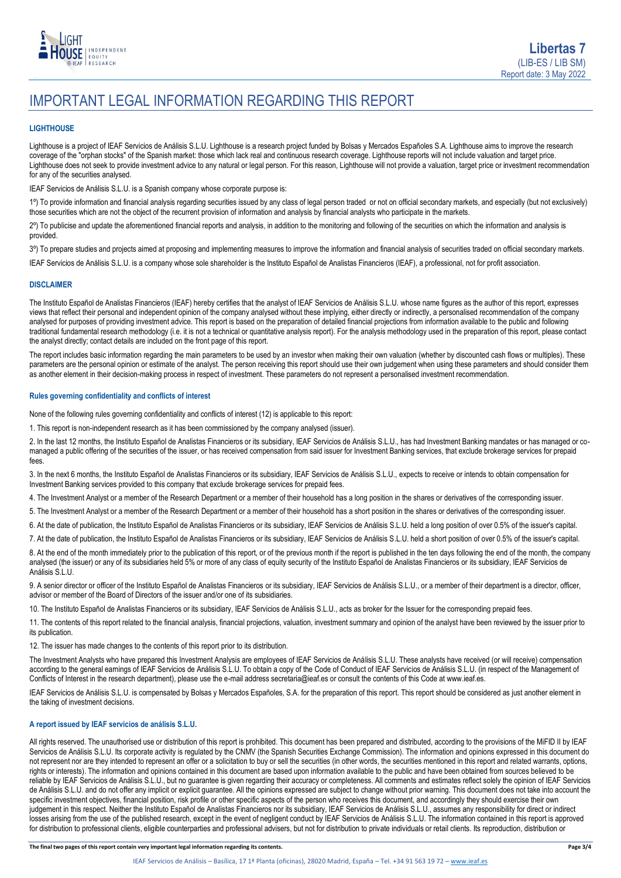# IMPORTANT LEGAL INFORMATION REGARDING THIS REPORT

### LIGHTHOUSE

Lighthouse is a project of IEAF Servicios de Análisis S.L.U. Lighthouse is a research project funded by Bolsas y Mercados Españoles S.A. Lighthouse aims to improve the research coverage of the "orphan stocks" of the Spanish market: those which lack real and continuous research coverage. Lighthouse reports will not include valuation and target price. Lighthouse does not seek to provide investment advice to any natural or legal person. For this reason, Lighthouse will not provide a valuation, target price or investment recommendation for any of the securities analysed.

IEAF Servicios de Análisis S.L.U. is a Spanish company whose corporate purpose is:

1º) To provide information and financial analysis regarding securities issued by any class of legal person traded or not on official secondary markets, and especially (but not exclusively) those securities which are not the object of the recurrent provision of information and analysis by financial analysts who participate in the markets.

2º) To publicise and update the aforementioned financial reports and analysis, in addition to the monitoring and following of the securities on which the information and analysis is provided.

3º) To prepare studies and projects aimed at proposing and implementing measures to improve the information and financial analysis of securities traded on official secondary markets.

IEAF Servicios de Análisis S.L.U. is a company whose sole shareholder is the Instituto Español de Analistas Financieros (IEAF), a professional, not for profit association.

### DISCLAIMER

The Instituto Español de Analistas Financieros (IEAF) hereby certifies that the analyst of IEAF Servicios de Análisis S.L.U. whose name figures as the author of this report, expresses views that reflect their personal and independent opinion of the company analysed without these implying, either directly or indirectly, a personalised recommendation of the company analysed for purposes of providing investment advice. This report is based on the preparation of detailed financial projections from information available to the public and following traditional fundamental research methodology (i.e. it is not a technical or quantitative analysis report). For the analysis methodology used in the preparation of this report, please contact the analyst directly; contact details are included on the front page of this report.

The report includes basic information regarding the main parameters to be used by an investor when making their own valuation (whether by discounted cash flows or multiples). These parameters are the personal opinion or estimate of the analyst. The person receiving this report should use their own judgement when using these parameters and should consider them as another element in their decision-making process in respect of investment. These parameters do not represent a personalised investment recommendation.

### Rules governing confidentiality and conflicts of interest

None of the following rules governing confidentiality and conflicts of interest (12) is applicable to this report:

1. This report is non-independent research as it has been commissioned by the company analysed (issuer).

2. In the last 12 months, the Instituto Español de Analistas Financieros or its subsidiary, IEAF Servicios de Análisis S.L.U., has had Investment Banking mandates or has managed or co-managed a public offering of the securities of the issuer, or has received compensation from said issuer for Investment Banking services, that exclude brokerage services for prepaid fees.

3. In the next 6 months, the Instituto Español de Analistas Financieros or its subsidiary, IEAF Servicios de Análisis S.L.U., expects to receive or intends to obtain compensation for Investment Banking services provided to this company that exclude brokerage services for prepaid fees.

4. The Investment Analyst or a member of the Research Department or a member of their household has a long position in the shares or derivatives of the corresponding issuer.

5. The Investment Analyst or a member of the Research Department or a member of their household has a short position in the shares or derivatives of the corresponding issuer.

6. At the date of publication, the Instituto Español de Analistas Financieros or its subsidiary, IEAF Servicios de Análisis S.L.U. held a long position of over 0.5% of the issuer's capital.

7. At the date of publication, the Instituto Español de Analistas Financieros or its subsidiary, IEAF Servicios de Análisis S.L.U. held a short position of over 0.5% of the issuer's capital.

8. At the end of the month immediately prior to the publication of this report, or of the previous month if the report is published in the ten days following the end of the month, the company analysed (the issuer) or any of its subsidiaries held 5% or more of any class of equity security of the Instituto Español de Analistas Financieros or its subsidiary, IEAF Servicios de Análisis S.L.U.

9. A senior director or officer of the Instituto Español de Analistas Financieros or its subsidiary, IEAF Servicios de Análisis S.L.U., or a member of their department is a director, officer, advisor or member of the Board of Directors of the issuer and/or one of its subsidiaries.

10. The Instituto Español de Analistas Financieros or its subsidiary, IEAF Servicios de Análisis S.L.U., acts as broker for the Issuer for the corresponding prepaid fees.

11. The contents of this report related to the financial analysis, financial projections, valuation, investment summary and opinion of the analyst have been reviewed by the issuer prior to its publication.

12. The issuer has made changes to the contents of this report prior to its distribution.

The Investment Analysts who have prepared this Investment Analysis are employees of IEAF Servicios de Análisis S.L.U. These analysts have received (or will receive) compensation according to the general earnings of IEAF Servicios de Análisis S.L.U. To obtain a copy of the Code of Conduct of IEAF Servicios de Análisis S.L.U. (in respect of the Management of Conflicts of Interest in the research department), please use the e-mail address secretaria@ieaf.es or consult the contents of this Code at www.ieaf.es.

IEAF Servicios de Análisis S.L.U. is compensated by Bolsas y Mercados Españoles, S.A. for the preparation of this report. This report should be considered as just another element in the taking of investment decisions.

### A report issued by IEAF servicios de análisis S.L.U.

All rights reserved. The unauthorised use or distribution of this report is prohibited. This document has been prepared and distributed, according to the provisions of the MiFID II by IEAF Servicios de Análisis S.L.U. Its corporate activity is regulated by the CNMV (the Spanish Securities Exchange Commission). The information and opinions expressed in this document do not represent nor are they intended to represent an offer or a solicitation to buy or sell the securities (in other words, the securities mentioned in this report and related warrants, options, rights or interests). The information and opinions contained in this document are based upon information available to the public and have been obtained from sources believed to be reliable by IEAF Servicios de Análisis S.L.U., but no guarantee is given regarding their accuracy or completeness. All comments and estimates reflect solely the opinion of IEAF Servicios de Análisis S.L.U. and do not offer any implicit or explicit guarantee. All the opinions expressed are subject to change without prior warning. This document does not take into account the specific investment objectives, financial position, risk profile or other specific aspects of the person who receives this document, and accordingly they should exercise their own judgement in this respect. Neither the Instituto Español de Analistas Financieros nor its subsidiary, IEAF Servicios de Análisis S.L.U., assumes any responsibility for direct or indirect losses arising from the use of the published research, except in the event of negligent conduct by IEAF Servicios de Análisis S.L.U. The information contained in this report is approved for distribution to professional clients, eligible counterparties and professional advisers, but not for distribution to private individuals or retail clients. Its reproduction, distribution or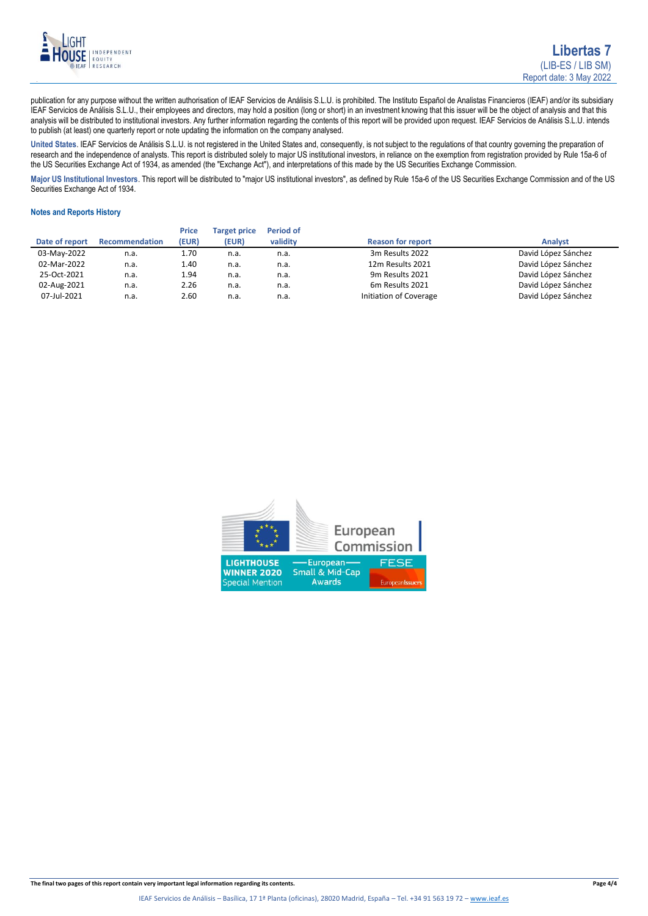publication for any purpose without the written authorisation of IEAF Servicios de Análisis S.L.U. is prohibited. The Instituto Español de Analistas Financieros (IEAF) and/or its subsidiary IEAF Servicios de Análisis S.L.U., their employees and directors, may hold a position (long or short) in an investment knowing that this issuer will be the object of analysis and that this analysis will be distributed to institutional investors. Any further information regarding the contents of this report will be provided upon request. IEAF Servicios de Análisis S.L.U. intends to publish (at least) one quarterly report or note updating the information on the company analysed.

**United States.** IEAF Servicios de Análisis S.L.U. is not registered in the United States and, consequently, is not subject to the regulations of that country governing the preparation of research and the independence of analysts. This report is distributed solely to major US institutional investors, in reliance on the exemption from registration provided by Rule 15a-6 of the US Securities Exchange Act of 1934, as amended (the "Exchange Act"), and interpretations of this made by the US Securities Exchange Commission.

**Major US Institutional Investors.** This report will be distributed to "major US institutional investors", as defined by Rule 15a-6 of the US Securities Exchange Commission and of the US Securities Exchange Act of 1934.

### Notes and Reports History

| Date of report | Recommendation | Price (EUR) | Target price (EUR) | Period of validity | Reason for report | Analyst |
|---|---|---|---|---|---|---|
| 03-May-2022 | n.a. | 1.70 | n.a. | n.a. | 3m Results 2022 | David López Sánchez |
| 02-Mar-2022 | n.a. | 1.40 | n.a. | n.a. | 12m Results 2021 | David López Sánchez |
| 25-Oct-2021 | n.a. | 1.94 | n.a. | n.a. | 9m Results 2021 | David López Sánchez |
| 02-Aug-2021 | n.a. | 2.26 | n.a. | n.a. | 6m Results 2021 | David López Sánchez |
| 07-Jul-2021 | n.a. | 2.60 | n.a. | n.a. | Initiation of Coverage | David López Sánchez |

European Commission

LIGHTHOUSE WINNER 2020 Special Mention — European Small & Mid-Cap Awards — FESE EuropeanIssuers